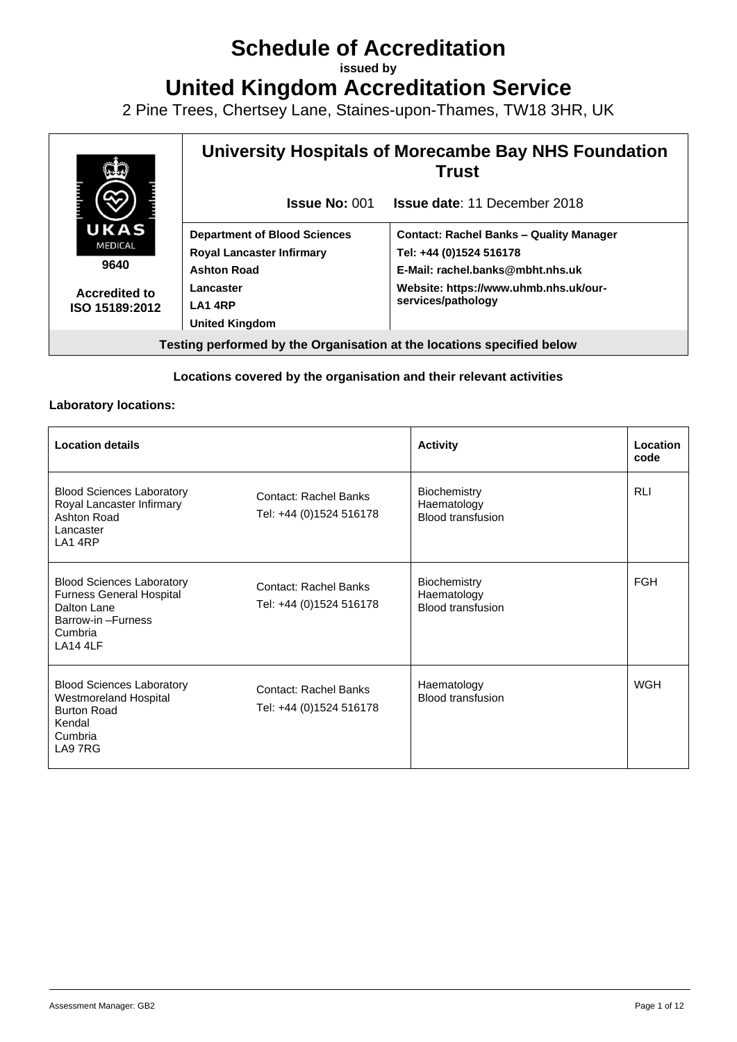# Schedule of Accreditation

**issued by**

# United Kingdom Accreditation Service

2 Pine Trees, Chertsey Lane, Staines-upon-Thames, TW18 3HR, UK

| UKAS MEDICAL 9640 Accredited to ISO 15189:2012 | **University Hospitals of Morecambe Bay NHS Foundation Trust** | |
|---|---|---|
| | **Issue No:** 001 | **Issue date**: 11 December 2018 |
| | **Department of Blood Sciences**<br>**Royal Lancaster Infirmary**<br>**Ashton Road**<br>**Lancaster**<br>**LA1 4RP**<br>**United Kingdom** | **Contact: Rachel Banks – Quality Manager**<br>**Tel: +44 (0)1524 516178**<br>**E-Mail: rachel.banks@mbht.nhs.uk**<br>**Website: https://www.uhmb.nhs.uk/our-services/pathology** |

**Testing performed by the Organisation at the locations specified below**

**Locations covered by the organisation and their relevant activities**

**Laboratory locations:**

| Location details | | Activity | Location code |
|---|---|---|---|
| Blood Sciences Laboratory<br>Royal Lancaster Infirmary<br>Ashton Road<br>Lancaster<br>LA1 4RP | Contact: Rachel Banks<br>Tel: +44 (0)1524 516178 | Biochemistry<br>Haematology<br>Blood transfusion | RLI |
| Blood Sciences Laboratory<br>Furness General Hospital<br>Dalton Lane<br>Barrow-in –Furness<br>Cumbria<br>LA14 4LF | Contact: Rachel Banks<br>Tel: +44 (0)1524 516178 | Biochemistry<br>Haematology<br>Blood transfusion | FGH |
| Blood Sciences Laboratory<br>Westmoreland Hospital<br>Burton Road<br>Kendal<br>Cumbria<br>LA9 7RG | Contact: Rachel Banks<br>Tel: +44 (0)1524 516178 | Haematology<br>Blood transfusion | WGH |

Assessment Manager: GB2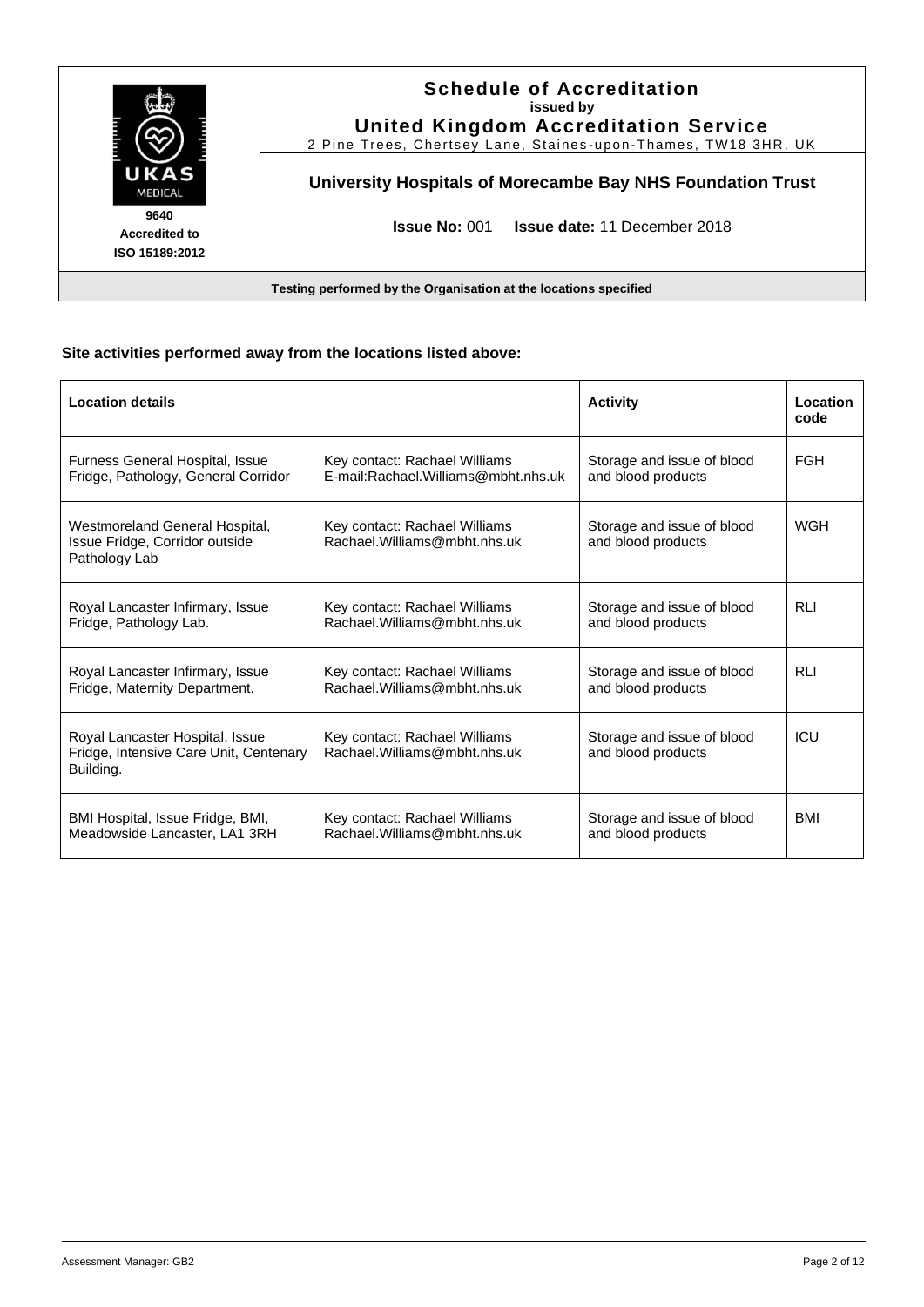| | **Schedule of Accreditation** issued by **United Kingdom Accreditation Service** 2 Pine Trees, Chertsey Lane, Staines-upon-Thames, TW18 3HR, UK |
|---|---|
| **9640** **Accredited to** **ISO 15189:2012** | **University Hospitals of Morecambe Bay NHS Foundation Trust** |
| | **Issue No:** 001 **Issue date:** 11 December 2018 |

**Testing performed by the Organisation at the locations specified**

### Site activities performed away from the locations listed above:

| Location details | | Activity | Location code |
|---|---|---|---|
| Furness General Hospital, Issue Fridge, Pathology, General Corridor | Key contact: Rachael Williams E-mail:Rachael.Williams@mbht.nhs.uk | Storage and issue of blood and blood products | FGH |
| Westmoreland General Hospital, Issue Fridge, Corridor outside Pathology Lab | Key contact: Rachael Williams Rachael.Williams@mbht.nhs.uk | Storage and issue of blood and blood products | WGH |
| Royal Lancaster Infirmary, Issue Fridge, Pathology Lab. | Key contact: Rachael Williams Rachael.Williams@mbht.nhs.uk | Storage and issue of blood and blood products | RLI |
| Royal Lancaster Infirmary, Issue Fridge, Maternity Department. | Key contact: Rachael Williams Rachael.Williams@mbht.nhs.uk | Storage and issue of blood and blood products | RLI |
| Royal Lancaster Hospital, Issue Fridge, Intensive Care Unit, Centenary Building. | Key contact: Rachael Williams Rachael.Williams@mbht.nhs.uk | Storage and issue of blood and blood products | ICU |
| BMI Hospital, Issue Fridge, BMI, Meadowside Lancaster, LA1 3RH | Key contact: Rachael Williams Rachael.Williams@mbht.nhs.uk | Storage and issue of blood and blood products | BMI |

Assessment Manager: GB2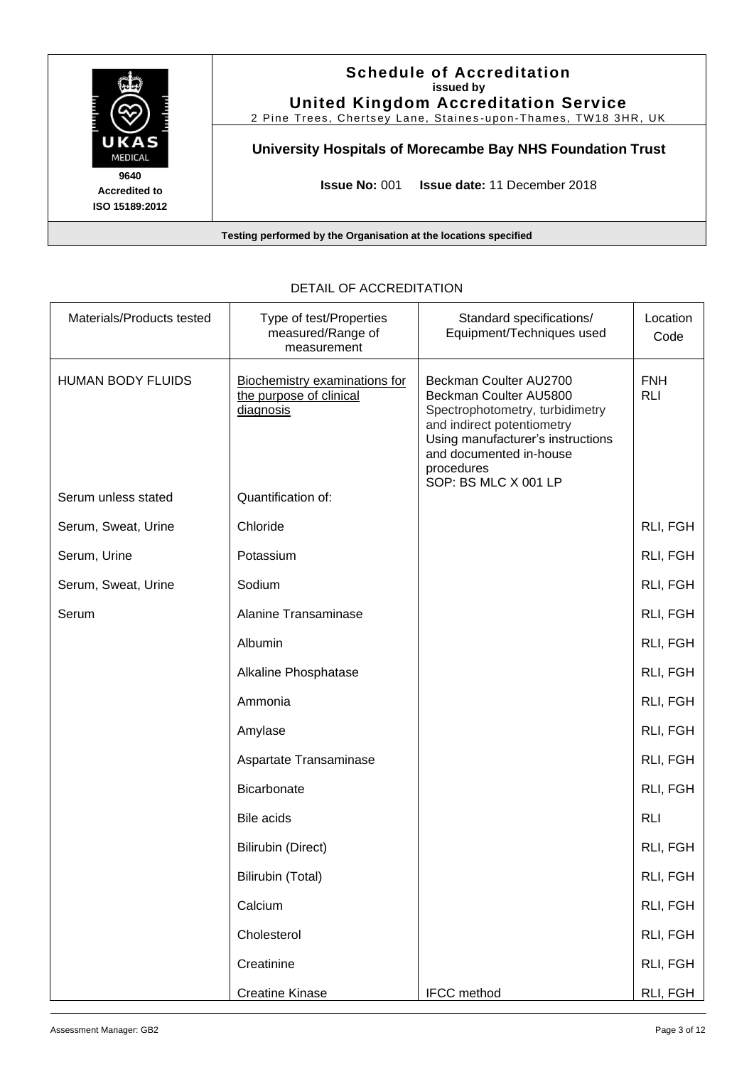**Schedule of Accreditation**
**issued by**
**United Kingdom Accreditation Service**
2 Pine Trees, Chertsey Lane, Staines-upon-Thames, TW18 3HR, UK

**9640**
**Accredited to**
**ISO 15189:2012**

**University Hospitals of Morecambe Bay NHS Foundation Trust**

**Issue No:** 001 **Issue date:** 11 December 2018

**Testing performed by the Organisation at the locations specified**

DETAIL OF ACCREDITATION

| Materials/Products tested | Type of test/Properties measured/Range of measurement | Standard specifications/ Equipment/Techniques used | Location Code |
|---|---|---|---|
| HUMAN BODY FLUIDS | Biochemistry examinations for the purpose of clinical diagnosis | Beckman Coulter AU2700<br>Beckman Coulter AU5800<br>Spectrophotometry, turbidimetry and indirect potentiometry<br>Using manufacturer's instructions and documented in-house procedures<br>SOP: BS MLC X 001 LP | FNH<br>RLI |
| Serum unless stated | Quantification of: | | |
| Serum, Sweat, Urine | Chloride | | RLI, FGH |
| Serum, Urine | Potassium | | RLI, FGH |
| Serum, Sweat, Urine | Sodium | | RLI, FGH |
| Serum | Alanine Transaminase | | RLI, FGH |
| | Albumin | | RLI, FGH |
| | Alkaline Phosphatase | | RLI, FGH |
| | Ammonia | | RLI, FGH |
| | Amylase | | RLI, FGH |
| | Aspartate Transaminase | | RLI, FGH |
| | Bicarbonate | | RLI, FGH |
| | Bile acids | | RLI |
| | Bilirubin (Direct) | | RLI, FGH |
| | Bilirubin (Total) | | RLI, FGH |
| | Calcium | | RLI, FGH |
| | Cholesterol | | RLI, FGH |
| | Creatinine | | RLI, FGH |
| | Creatine Kinase | IFCC method | RLI, FGH |

Assessment Manager: GB2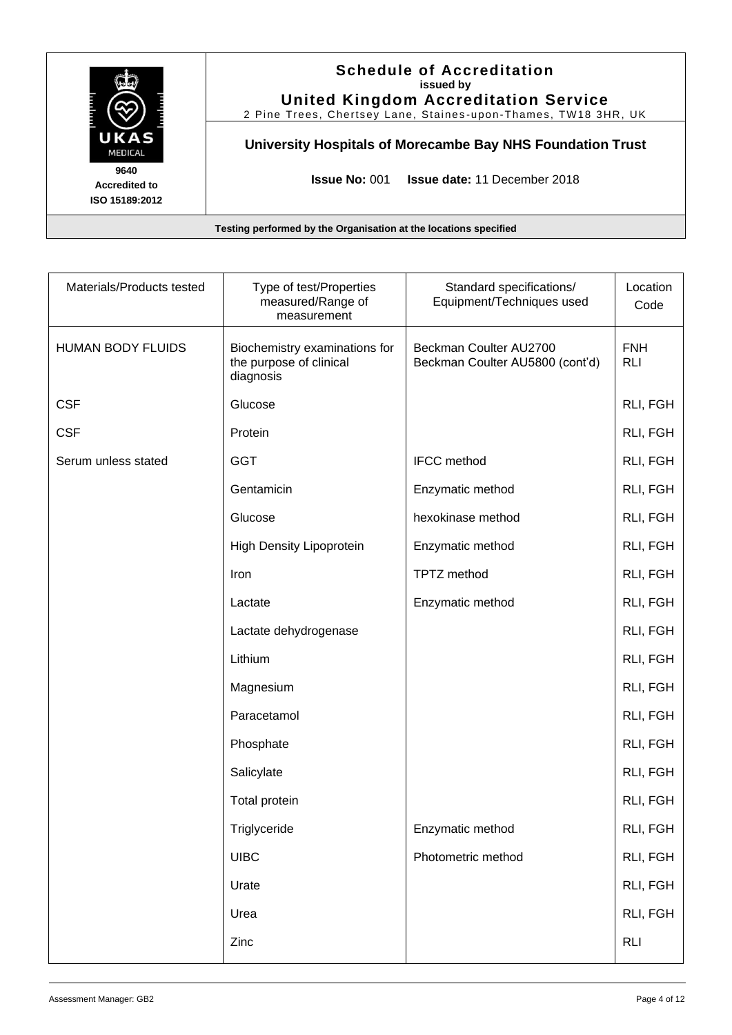**Schedule of Accreditation**
**issued by**
**United Kingdom Accreditation Service**
2 Pine Trees, Chertsey Lane, Staines-upon-Thames, TW18 3HR, UK

UKAS MEDICAL
**9640**
**Accredited to**
**ISO 15189:2012**

**University Hospitals of Morecambe Bay NHS Foundation Trust**

**Issue No:** 001 **Issue date:** 11 December 2018

**Testing performed by the Organisation at the locations specified**

| Materials/Products tested | Type of test/Properties measured/Range of measurement | Standard specifications/ Equipment/Techniques used | Location Code |
|---|---|---|---|
| HUMAN BODY FLUIDS | Biochemistry examinations for the purpose of clinical diagnosis | Beckman Coulter AU2700<br>Beckman Coulter AU5800 (cont'd) | FNH<br>RLI |
| CSF | Glucose | | RLI, FGH |
| CSF | Protein | | RLI, FGH |
| Serum unless stated | GGT | IFCC method | RLI, FGH |
| | Gentamicin | Enzymatic method | RLI, FGH |
| | Glucose | hexokinase method | RLI, FGH |
| | High Density Lipoprotein | Enzymatic method | RLI, FGH |
| | Iron | TPTZ method | RLI, FGH |
| | Lactate | Enzymatic method | RLI, FGH |
| | Lactate dehydrogenase | | RLI, FGH |
| | Lithium | | RLI, FGH |
| | Magnesium | | RLI, FGH |
| | Paracetamol | | RLI, FGH |
| | Phosphate | | RLI, FGH |
| | Salicylate | | RLI, FGH |
| | Total protein | | RLI, FGH |
| | Triglyceride | Enzymatic method | RLI, FGH |
| | UIBC | Photometric method | RLI, FGH |
| | Urate | | RLI, FGH |
| | Urea | | RLI, FGH |
| | Zinc | | RLI |

Assessment Manager: GB2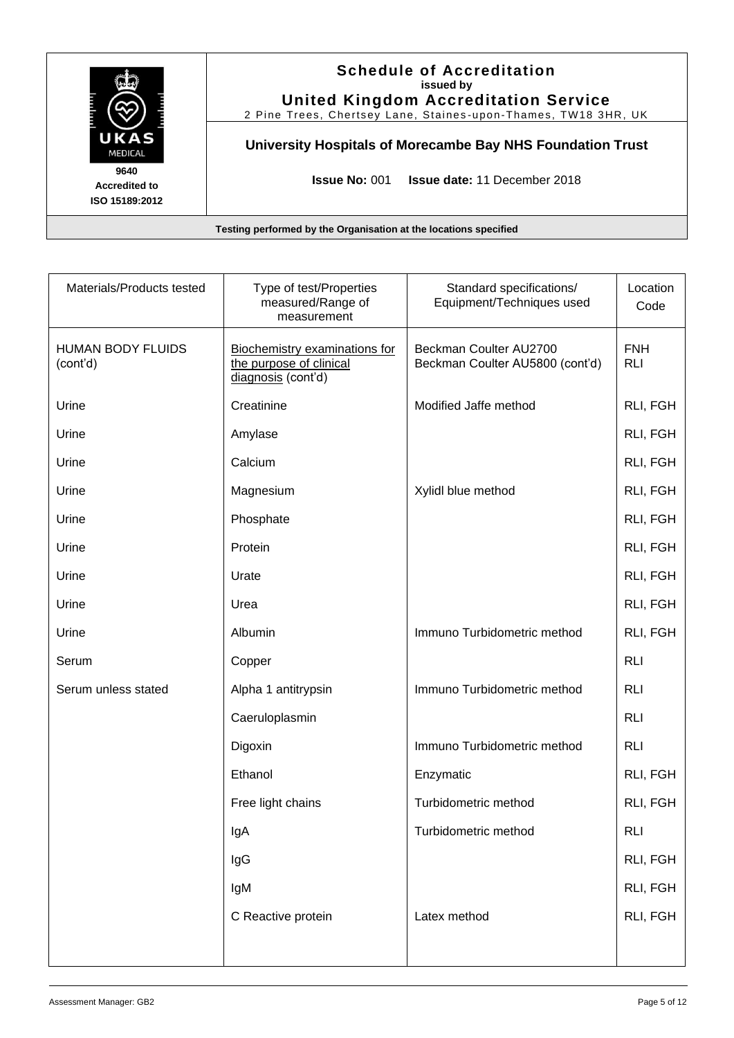**Schedule of Accreditation**
**issued by**
**United Kingdom Accreditation Service**
2 Pine Trees, Chertsey Lane, Staines-upon-Thames, TW18 3HR, UK

**9640**
**Accredited to**
**ISO 15189:2012**

**University Hospitals of Morecambe Bay NHS Foundation Trust**

**Issue No:** 001 **Issue date:** 11 December 2018

**Testing performed by the Organisation at the locations specified**

| Materials/Products tested | Type of test/Properties measured/Range of measurement | Standard specifications/ Equipment/Techniques used | Location Code |
|---|---|---|---|
| HUMAN BODY FLUIDS (cont'd) | Biochemistry examinations for the purpose of clinical diagnosis (cont'd) | Beckman Coulter AU2700<br>Beckman Coulter AU5800 (cont'd) | FNH<br>RLI |
| Urine | Creatinine | Modified Jaffe method | RLI, FGH |
| Urine | Amylase | | RLI, FGH |
| Urine | Calcium | | RLI, FGH |
| Urine | Magnesium | Xylidl blue method | RLI, FGH |
| Urine | Phosphate | | RLI, FGH |
| Urine | Protein | | RLI, FGH |
| Urine | Urate | | RLI, FGH |
| Urine | Urea | | RLI, FGH |
| Urine | Albumin | Immuno Turbidometric method | RLI, FGH |
| Serum | Copper | | RLI |
| Serum unless stated | Alpha 1 antitrypsin | Immuno Turbidometric method | RLI |
| | Caeruloplasmin | | RLI |
| | Digoxin | Immuno Turbidometric method | RLI |
| | Ethanol | Enzymatic | RLI, FGH |
| | Free light chains | Turbidometric method | RLI, FGH |
| | IgA | Turbidometric method | RLI |
| | IgG | | RLI, FGH |
| | IgM | | RLI, FGH |
| | C Reactive protein | Latex method | RLI, FGH |

Assessment Manager: GB2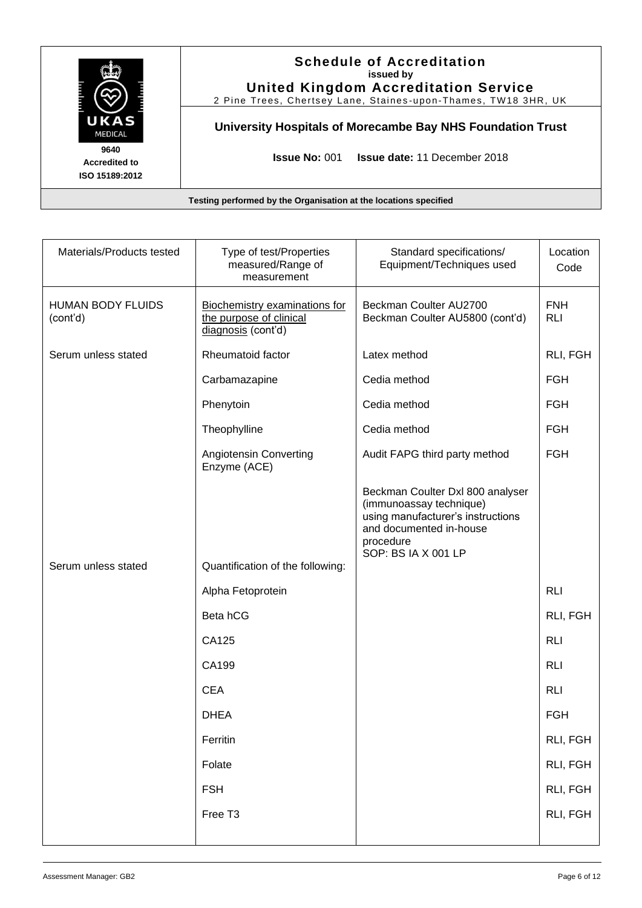**Schedule of Accreditation**
issued by
**United Kingdom Accreditation Service**
2 Pine Trees, Chertsey Lane, Staines-upon-Thames, TW18 3HR, UK

9640
Accredited to
ISO 15189:2012

**University Hospitals of Morecambe Bay NHS Foundation Trust**

**Issue No:** 001 **Issue date:** 11 December 2018

**Testing performed by the Organisation at the locations specified**

| Materials/Products tested | Type of test/Properties measured/Range of measurement | Standard specifications/ Equipment/Techniques used | Location Code |
|---|---|---|---|
| HUMAN BODY FLUIDS (cont'd) | Biochemistry examinations for the purpose of clinical diagnosis (cont'd) | Beckman Coulter AU2700 Beckman Coulter AU5800 (cont'd) | FNH RLI |
| Serum unless stated | Rheumatoid factor | Latex method | RLI, FGH |
| | Carbamazapine | Cedia method | FGH |
| | Phenytoin | Cedia method | FGH |
| | Theophylline | Cedia method | FGH |
| | Angiotensin Converting Enzyme (ACE) | Audit FAPG third party method | FGH |
| Serum unless stated | Quantification of the following: | Beckman Coulter Dxl 800 analyser (immunoassay technique) using manufacturer's instructions and documented in-house procedure SOP: BS IA X 001 LP | |
| | Alpha Fetoprotein | | RLI |
| | Beta hCG | | RLI, FGH |
| | CA125 | | RLI |
| | CA199 | | RLI |
| | CEA | | RLI |
| | DHEA | | FGH |
| | Ferritin | | RLI, FGH |
| | Folate | | RLI, FGH |
| | FSH | | RLI, FGH |
| | Free T3 | | RLI, FGH |

Assessment Manager: GB2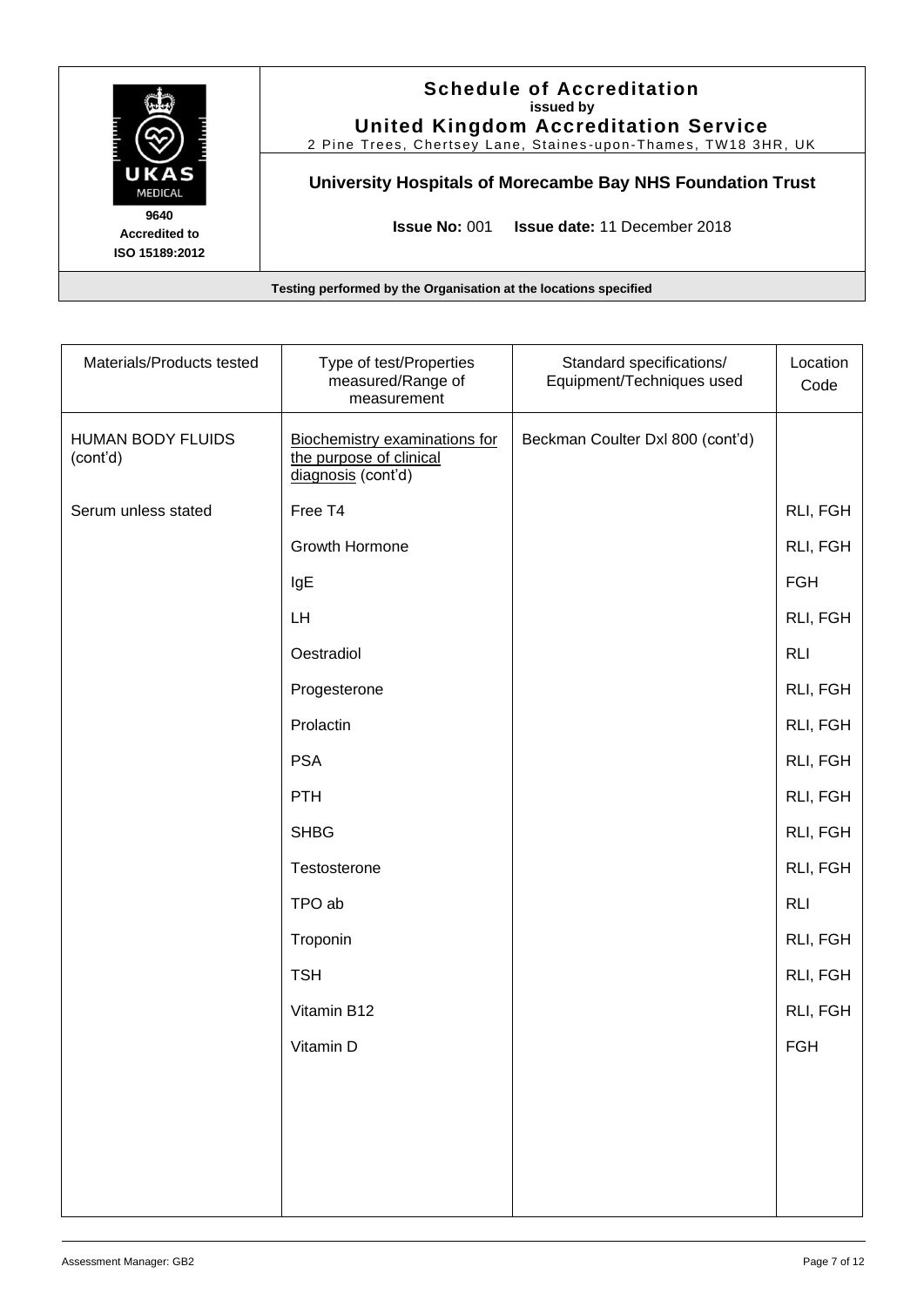# Schedule of Accreditation

**issued by**

**United Kingdom Accreditation Service**

2 Pine Trees, Chertsey Lane, Staines-upon-Thames, TW18 3HR, UK

**9640**
**Accredited to**
**ISO 15189:2012**

## University Hospitals of Morecambe Bay NHS Foundation Trust

**Issue No:** 001 **Issue date:** 11 December 2018

**Testing performed by the Organisation at the locations specified**

| Materials/Products tested | Type of test/Properties measured/Range of measurement | Standard specifications/ Equipment/Techniques used | Location Code |
|---|---|---|---|
| HUMAN BODY FLUIDS (cont'd) | Biochemistry examinations for the purpose of clinical diagnosis (cont'd) | Beckman Coulter Dxl 800 (cont'd) | |
| Serum unless stated | Free T4 | | RLI, FGH |
| | Growth Hormone | | RLI, FGH |
| | IgE | | FGH |
| | LH | | RLI, FGH |
| | Oestradiol | | RLI |
| | Progesterone | | RLI, FGH |
| | Prolactin | | RLI, FGH |
| | PSA | | RLI, FGH |
| | PTH | | RLI, FGH |
| | SHBG | | RLI, FGH |
| | Testosterone | | RLI, FGH |
| | TPO ab | | RLI |
| | Troponin | | RLI, FGH |
| | TSH | | RLI, FGH |
| | Vitamin B12 | | RLI, FGH |
| | Vitamin D | | FGH |

Assessment Manager: GB2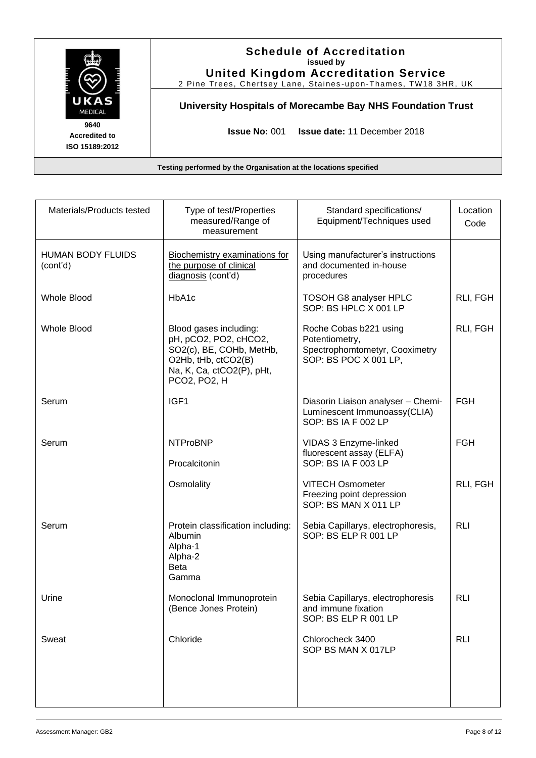# Schedule of Accreditation

issued by

**United Kingdom Accreditation Service**

2 Pine Trees, Chertsey Lane, Staines-upon-Thames, TW18 3HR, UK

**University Hospitals of Morecambe Bay NHS Foundation Trust**

9640 Accredited to ISO 15189:2012

**Issue No:** 001 **Issue date:** 11 December 2018

**Testing performed by the Organisation at the locations specified**

| Materials/Products tested | Type of test/Properties measured/Range of measurement | Standard specifications/ Equipment/Techniques used | Location Code |
|---|---|---|---|
| HUMAN BODY FLUIDS (cont'd) | Biochemistry examinations for the purpose of clinical diagnosis (cont'd) | Using manufacturer's instructions and documented in-house procedures | |
| Whole Blood | HbA1c | TOSOH G8 analyser HPLC SOP: BS HPLC X 001 LP | RLI, FGH |
| Whole Blood | Blood gases including: pH, $pCO_2$, $PO_2$, $cHCO_2$, SO2(c), BE, COHb, MetHb, O2Hb, tHb, ctCO2(B) Na, K, Ca, ctCO2(P), pHt, $PCO_2$, $PO_2$, H | Roche Cobas b221 using Potentiometry, Spectrophomtometyr, Cooximetry SOP: BS POC X 001 LP, | RLI, FGH |
| Serum | IGF1 | Diasorin Liaison analyser – Chemi-Luminescent Immunoassy(CLIA) SOP: BS IA F 002 LP | FGH |
| Serum | NTProBNP<br>Procalcitonin | VIDAS 3 Enzyme-linked fluorescent assay (ELFA) SOP: BS IA F 003 LP | FGH |
| | Osmolality | VITECH Osmometer Freezing point depression SOP: BS MAN X 011 LP | RLI, FGH |
| Serum | Protein classification including: Albumin Alpha-1 Alpha-2 Beta Gamma | Sebia Capillarys, electrophoresis, SOP: BS ELP R 001 LP | RLI |
| Urine | Monoclonal Immunoprotein (Bence Jones Protein) | Sebia Capillarys, electrophoresis and immune fixation SOP: BS ELP R 001 LP | RLI |
| Sweat | Chloride | Chlorocheck 3400 SOP BS MAN X 017LP | RLI |

Assessment Manager: GB2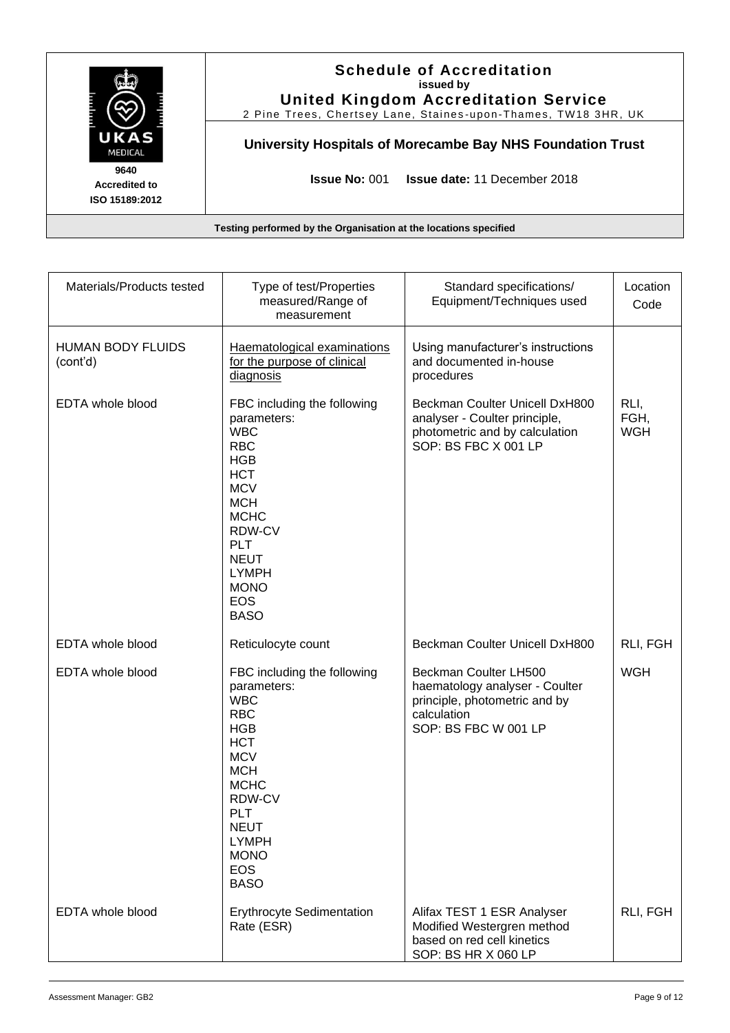| Materials/Products tested | Type of test/Properties measured/Range of measurement | Standard specifications/ Equipment/Techniques used | Location Code |
|---|---|---|---|
| HUMAN BODY FLUIDS (cont'd) | Haematological examinations for the purpose of clinical diagnosis | Using manufacturer's instructions and documented in-house procedures | |
| EDTA whole blood | FBC including the following parameters:<br>WBC<br>RBC<br>HGB<br>HCT<br>MCV<br>MCH<br>MCHC<br>RDW-CV<br>PLT<br>NEUT<br>LYMPH<br>MONO<br>EOS<br>BASO | Beckman Coulter Unicell DxH800 analyser - Coulter principle, photometric and by calculation<br>SOP: BS FBC X 001 LP | RLI, FGH, WGH |
| EDTA whole blood | Reticulocyte count | Beckman Coulter Unicell DxH800 | RLI, FGH |
| EDTA whole blood | FBC including the following parameters:<br>WBC<br>RBC<br>HGB<br>HCT<br>MCV<br>MCH<br>MCHC<br>RDW-CV<br>PLT<br>NEUT<br>LYMPH<br>MONO<br>EOS<br>BASO | Beckman Coulter LH500 haematology analyser - Coulter principle, photometric and by calculation<br>SOP: BS FBC W 001 LP | WGH |
| EDTA whole blood | Erythrocyte Sedimentation Rate (ESR) | Alifax TEST 1 ESR Analyser Modified Westergren method based on red cell kinetics<br>SOP: BS HR X 060 LP | RLI, FGH |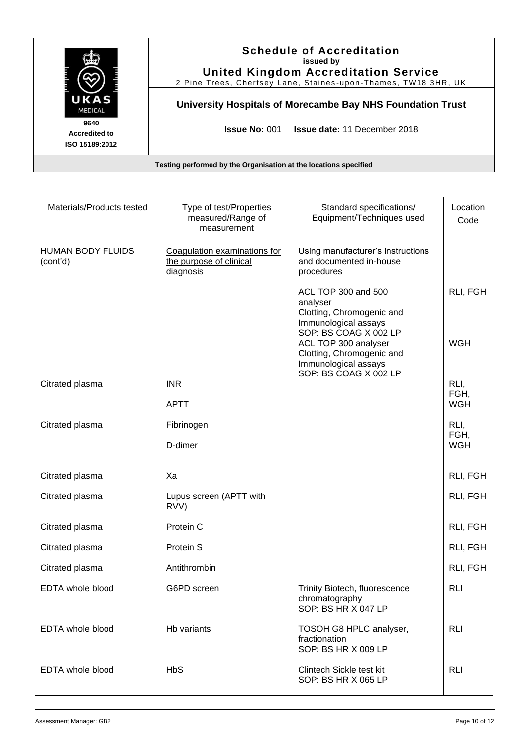**Schedule of Accreditation**
**issued by**
**United Kingdom Accreditation Service**
2 Pine Trees, Chertsey Lane, Staines-upon-Thames, TW18 3HR, UK

UKAS MEDICAL
**9640**
**Accredited to ISO 15189:2012**

**University Hospitals of Morecambe Bay NHS Foundation Trust**

**Issue No:** 001 **Issue date:** 11 December 2018

**Testing performed by the Organisation at the locations specified**

| Materials/Products tested | Type of test/Properties measured/Range of measurement | Standard specifications/ Equipment/Techniques used | Location Code |
|---|---|---|---|
| HUMAN BODY FLUIDS (cont'd) | Coagulation examinations for the purpose of clinical diagnosis | Using manufacturer's instructions and documented in-house procedures | |
| | | ACL TOP 300 and 500 analyser<br>Clotting, Chromogenic and Immunological assays<br>SOP: BS COAG X 002 LP | RLI, FGH |
| | | ACL TOP 300 analyser<br>Clotting, Chromogenic and Immunological assays<br>SOP: BS COAG X 002 LP | WGH |
| Citrated plasma | INR<br>APTT | | RLI, FGH, WGH |
| Citrated plasma | Fibrinogen<br>D-dimer | | RLI, FGH, WGH |
| Citrated plasma | Xa | | RLI, FGH |
| Citrated plasma | Lupus screen (APTT with RVV) | | RLI, FGH |
| Citrated plasma | Protein C | | RLI, FGH |
| Citrated plasma | Protein S | | RLI, FGH |
| Citrated plasma | Antithrombin | | RLI, FGH |
| EDTA whole blood | G6PD screen | Trinity Biotech, fluorescence chromatography<br>SOP: BS HR X 047 LP | RLI |
| EDTA whole blood | Hb variants | TOSOH G8 HPLC analyser, fractionation<br>SOP: BS HR X 009 LP | RLI |
| EDTA whole blood | HbS | Clintech Sickle test kit<br>SOP: BS HR X 065 LP | RLI |

Assessment Manager: GB2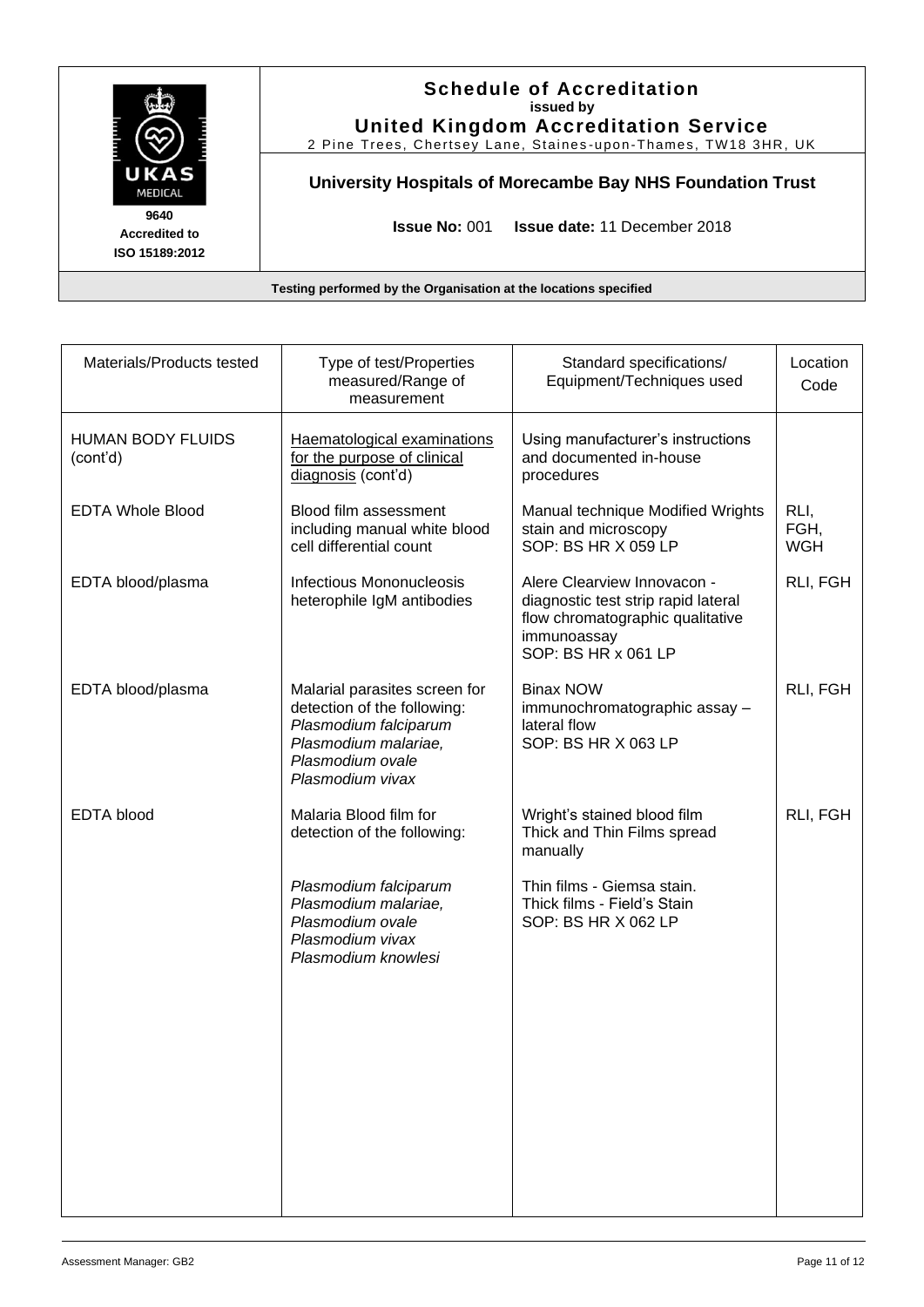# Schedule of Accreditation

issued by

**United Kingdom Accreditation Service**

2 Pine Trees, Chertsey Lane, Staines-upon-Thames, TW18 3HR, UK

9640
Accredited to
ISO 15189:2012

## University Hospitals of Morecambe Bay NHS Foundation Trust

**Issue No:** 001 **Issue date:** 11 December 2018

**Testing performed by the Organisation at the locations specified**

| Materials/Products tested | Type of test/Properties measured/Range of measurement | Standard specifications/ Equipment/Techniques used | Location Code |
|---|---|---|---|
| HUMAN BODY FLUIDS (cont'd) | Haematological examinations for the purpose of clinical diagnosis (cont'd) | Using manufacturer's instructions and documented in-house procedures | |
| EDTA Whole Blood | Blood film assessment including manual white blood cell differential count | Manual technique Modified Wrights stain and microscopy SOP: BS HR X 059 LP | RLI, FGH, WGH |
| EDTA blood/plasma | Infectious Mononucleosis heterophile IgM antibodies | Alere Clearview Innovacon - diagnostic test strip rapid lateral flow chromatographic qualitative immunoassay SOP: BS HR x 061 LP | RLI, FGH |
| EDTA blood/plasma | Malarial parasites screen for detection of the following: *Plasmodium falciparum* *Plasmodium malariae,* *Plasmodium ovale* *Plasmodium vivax* | Binax NOW immunochromatographic assay – lateral flow SOP: BS HR X 063 LP | RLI, FGH |
| EDTA blood | Malaria Blood film for detection of the following: *Plasmodium falciparum* *Plasmodium malariae,* *Plasmodium ovale* *Plasmodium vivax* *Plasmodium knowlesi* | Wright's stained blood film Thick and Thin Films spread manually Thin films - Giemsa stain. Thick films - Field's Stain SOP: BS HR X 062 LP | RLI, FGH |

Assessment Manager: GB2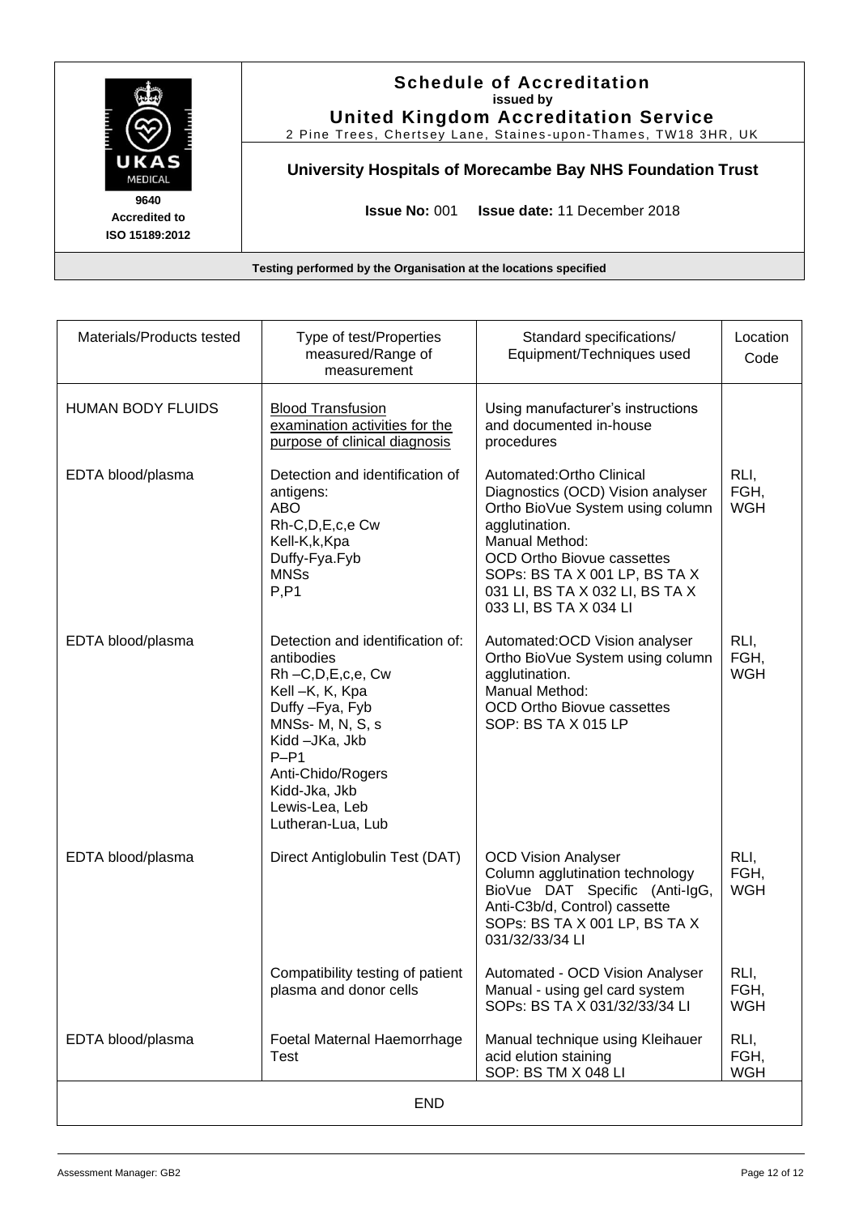# Schedule of Accreditation

issued by

**United Kingdom Accreditation Service**

2 Pine Trees, Chertsey Lane, Staines-upon-Thames, TW18 3HR, UK

9640
Accredited to
ISO 15189:2012

## University Hospitals of Morecambe Bay NHS Foundation Trust

**Issue No:** 001 **Issue date:** 11 December 2018

**Testing performed by the Organisation at the locations specified**

| Materials/Products tested | Type of test/Properties measured/Range of measurement | Standard specifications/ Equipment/Techniques used | Location Code |
|---|---|---|---|
| HUMAN BODY FLUIDS | Blood Transfusion examination activities for the purpose of clinical diagnosis | Using manufacturer's instructions and documented in-house procedures | |
| EDTA blood/plasma | Detection and identification of antigens:<br>ABO<br>Rh-C,D,E,c,e Cw<br>Kell-K,k,Kpa<br>Duffy-Fya.Fyb<br>MNSs<br>P,P1 | Automated:Ortho Clinical Diagnostics (OCD) Vision analyser Ortho BioVue System using column agglutination.<br>Manual Method:<br>OCD Ortho Biovue cassettes<br>SOPs: BS TA X 001 LP, BS TA X 031 LI, BS TA X 032 LI, BS TA X 033 LI, BS TA X 034 LI | RLI, FGH, WGH |
| EDTA blood/plasma | Detection and identification of: antibodies<br>Rh –C,D,E,c,e, Cw<br>Kell –K, K, Kpa<br>Duffy –Fya, Fyb<br>MNSs- M, N, S, s<br>Kidd –JKa, Jkb<br>P–P1<br>Anti-Chido/Rogers<br>Kidd-Jka, Jkb<br>Lewis-Lea, Leb<br>Lutheran-Lua, Lub | Automated:OCD Vision analyser Ortho BioVue System using column agglutination.<br>Manual Method:<br>OCD Ortho Biovue cassettes<br>SOP: BS TA X 015 LP | RLI, FGH, WGH |
| EDTA blood/plasma | Direct Antiglobulin Test (DAT) | OCD Vision Analyser<br>Column agglutination technology BioVue DAT Specific (Anti-IgG, Anti-C3b/d, Control) cassette<br>SOPs: BS TA X 001 LP, BS TA X 031/32/33/34 LI | RLI, FGH, WGH |
| | Compatibility testing of patient plasma and donor cells | Automated - OCD Vision Analyser<br>Manual - using gel card system<br>SOPs: BS TA X 031/32/33/34 LI | RLI, FGH, WGH |
| EDTA blood/plasma | Foetal Maternal Haemorrhage Test | Manual technique using Kleihauer acid elution staining<br>SOP: BS TM X 048 LI | RLI, FGH, WGH |

END

Assessment Manager: GB2